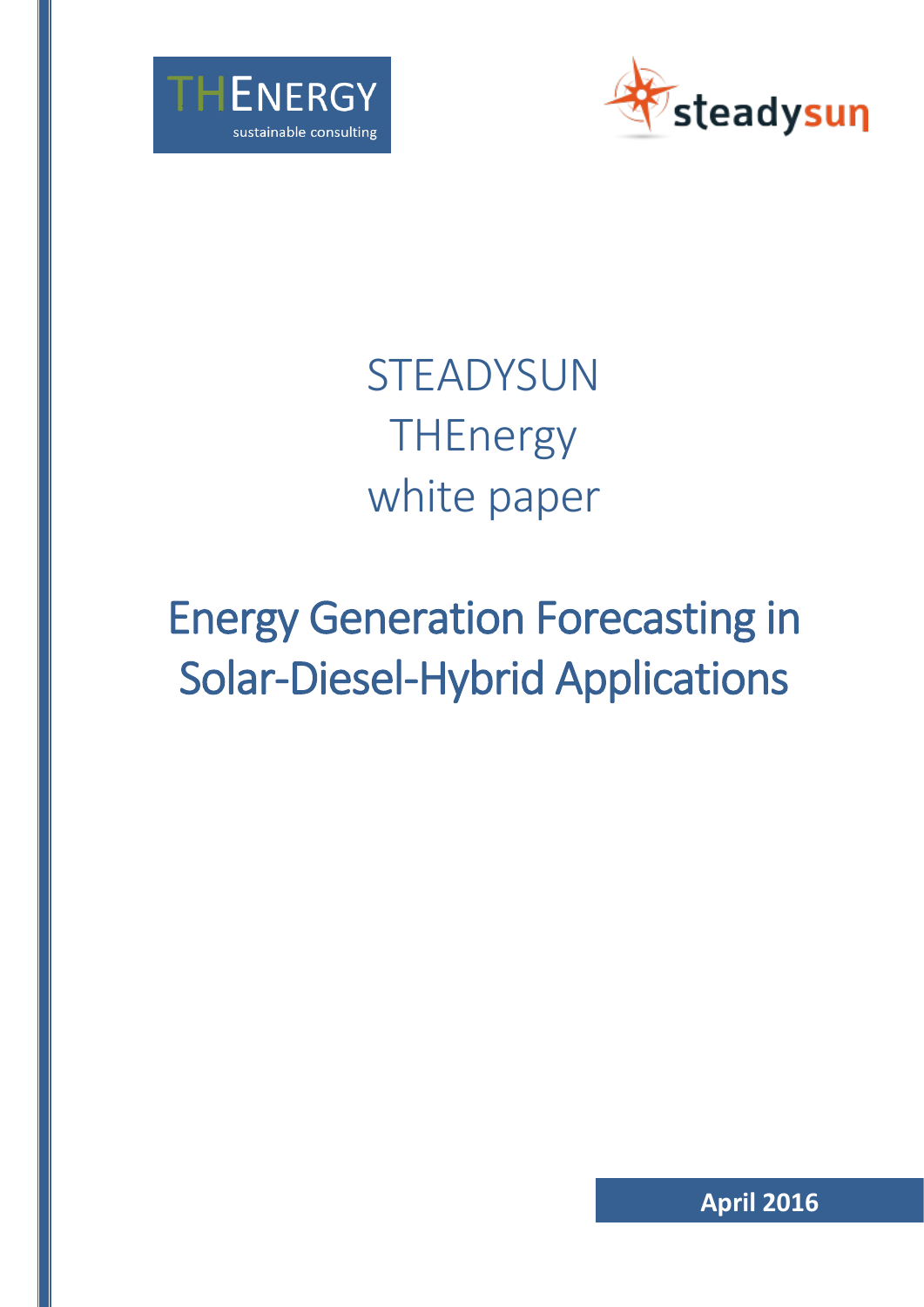THENERGY
sustainable consulting

steadysun

STEADYSUN
THEnergy
white paper

# Energy Generation Forecasting in Solar-Diesel-Hybrid Applications

**April 2016**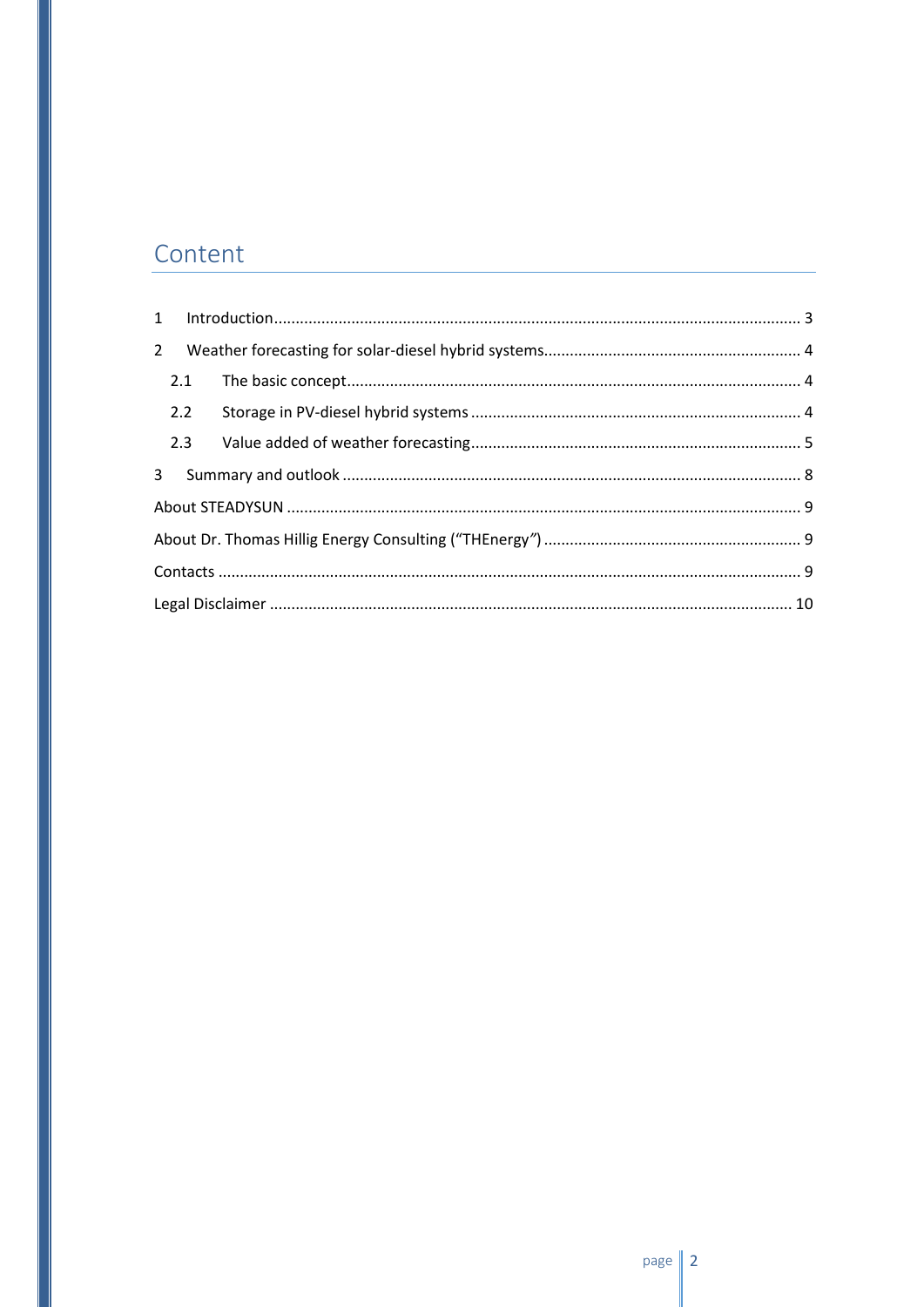# Content

1 Introduction ........................................................................................................................ 3

2 Weather forecasting for solar-diesel hybrid systems ........................................................... 4

  2.1 The basic concept ........................................................................................................ 4

  2.2 Storage in PV-diesel hybrid systems ............................................................................ 4

  2.3 Value added of weather forecasting ............................................................................ 5

3 Summary and outlook ......................................................................................................... 8

About STEADYSUN ................................................................................................................... 9

About Dr. Thomas Hillig Energy Consulting (“THEnergy”) ........................................................... 9

Contacts ................................................................................................................................... 9

Legal Disclaimer ....................................................................................................................... 10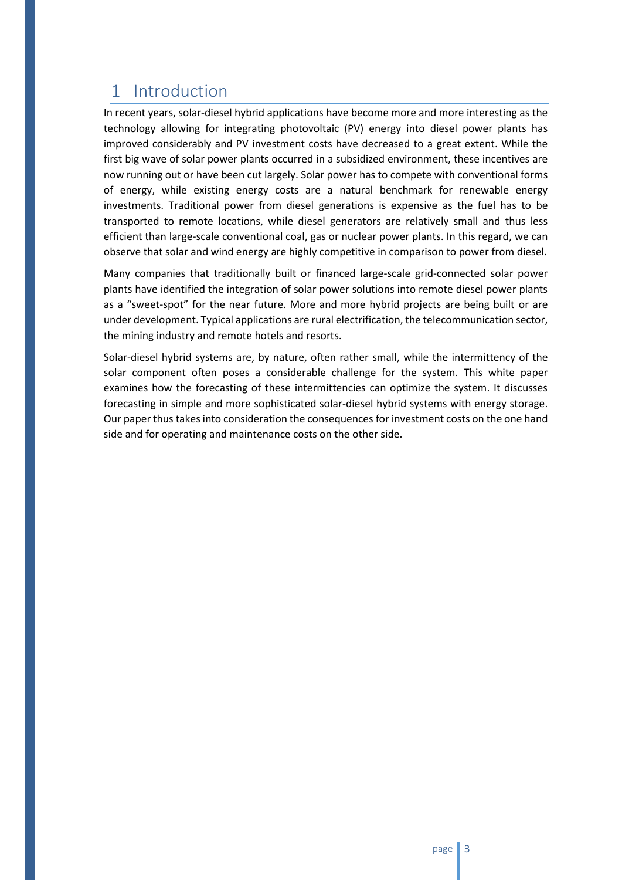# 1 Introduction

In recent years, solar-diesel hybrid applications have become more and more interesting as the technology allowing for integrating photovoltaic (PV) energy into diesel power plants has improved considerably and PV investment costs have decreased to a great extent. While the first big wave of solar power plants occurred in a subsidized environment, these incentives are now running out or have been cut largely. Solar power has to compete with conventional forms of energy, while existing energy costs are a natural benchmark for renewable energy investments. Traditional power from diesel generations is expensive as the fuel has to be transported to remote locations, while diesel generators are relatively small and thus less efficient than large-scale conventional coal, gas or nuclear power plants. In this regard, we can observe that solar and wind energy are highly competitive in comparison to power from diesel.

Many companies that traditionally built or financed large-scale grid-connected solar power plants have identified the integration of solar power solutions into remote diesel power plants as a "sweet-spot" for the near future. More and more hybrid projects are being built or are under development. Typical applications are rural electrification, the telecommunication sector, the mining industry and remote hotels and resorts.

Solar-diesel hybrid systems are, by nature, often rather small, while the intermittency of the solar component often poses a considerable challenge for the system. This white paper examines how the forecasting of these intermittencies can optimize the system. It discusses forecasting in simple and more sophisticated solar-diesel hybrid systems with energy storage. Our paper thus takes into consideration the consequences for investment costs on the one hand side and for operating and maintenance costs on the other side.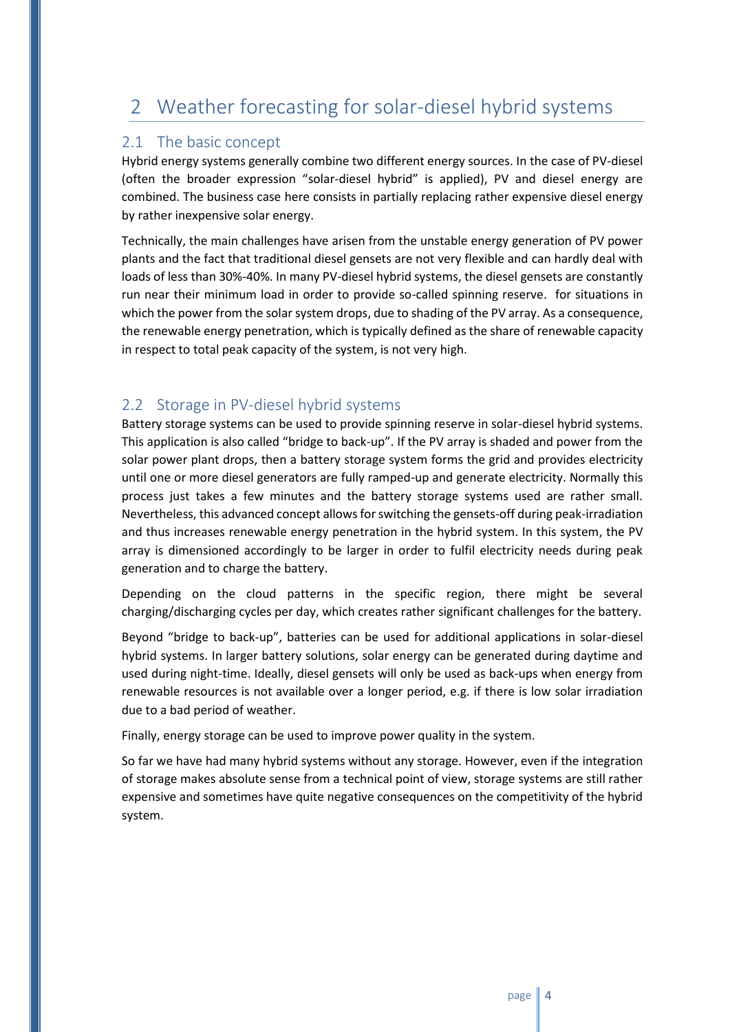# 2 Weather forecasting for solar-diesel hybrid systems

## 2.1 The basic concept

Hybrid energy systems generally combine two different energy sources. In the case of PV-diesel (often the broader expression "solar-diesel hybrid" is applied), PV and diesel energy are combined. The business case here consists in partially replacing rather expensive diesel energy by rather inexpensive solar energy.

Technically, the main challenges have arisen from the unstable energy generation of PV power plants and the fact that traditional diesel gensets are not very flexible and can hardly deal with loads of less than 30%-40%. In many PV-diesel hybrid systems, the diesel gensets are constantly run near their minimum load in order to provide so-called spinning reserve.  for situations in which the power from the solar system drops, due to shading of the PV array. As a consequence, the renewable energy penetration, which is typically defined as the share of renewable capacity in respect to total peak capacity of the system, is not very high.

## 2.2 Storage in PV-diesel hybrid systems

Battery storage systems can be used to provide spinning reserve in solar-diesel hybrid systems. This application is also called "bridge to back-up". If the PV array is shaded and power from the solar power plant drops, then a battery storage system forms the grid and provides electricity until one or more diesel generators are fully ramped-up and generate electricity. Normally this process just takes a few minutes and the battery storage systems used are rather small. Nevertheless, this advanced concept allows for switching the gensets-off during peak-irradiation and thus increases renewable energy penetration in the hybrid system. In this system, the PV array is dimensioned accordingly to be larger in order to fulfil electricity needs during peak generation and to charge the battery.

Depending on the cloud patterns in the specific region, there might be several charging/discharging cycles per day, which creates rather significant challenges for the battery.

Beyond "bridge to back-up", batteries can be used for additional applications in solar-diesel hybrid systems. In larger battery solutions, solar energy can be generated during daytime and used during night-time. Ideally, diesel gensets will only be used as back-ups when energy from renewable resources is not available over a longer period, e.g. if there is low solar irradiation due to a bad period of weather.

Finally, energy storage can be used to improve power quality in the system.

So far we have had many hybrid systems without any storage. However, even if the integration of storage makes absolute sense from a technical point of view, storage systems are still rather expensive and sometimes have quite negative consequences on the competitivity of the hybrid system.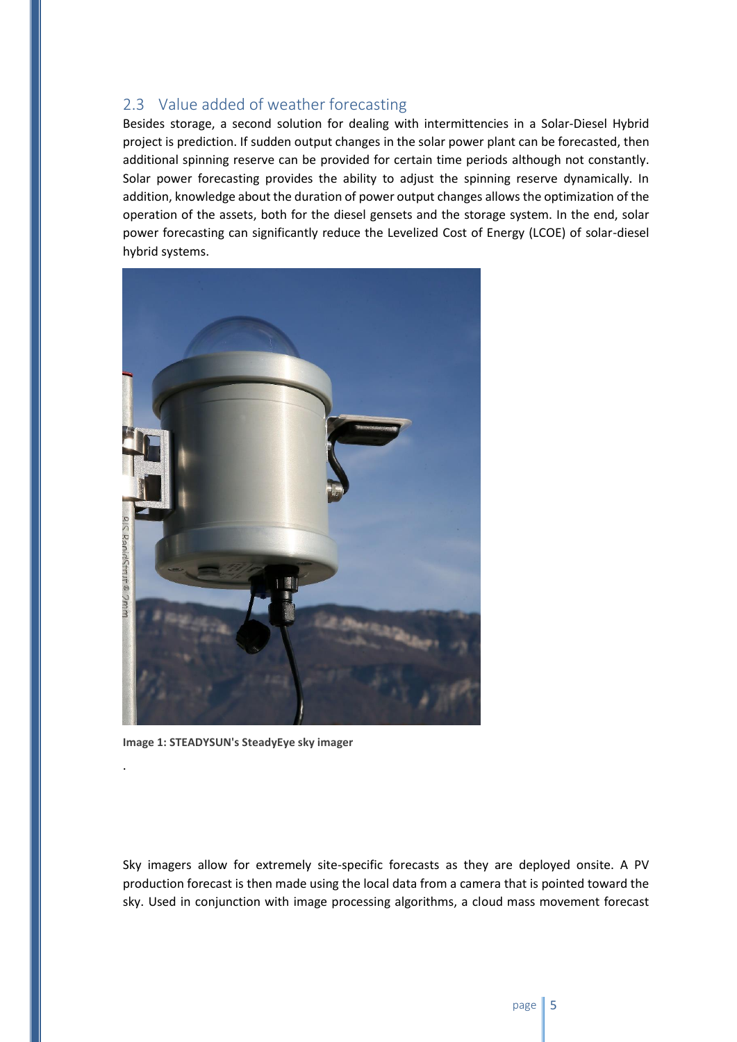## 2.3 Value added of weather forecasting

Besides storage, a second solution for dealing with intermittencies in a Solar-Diesel Hybrid project is prediction. If sudden output changes in the solar power plant can be forecasted, then additional spinning reserve can be provided for certain time periods although not constantly. Solar power forecasting provides the ability to adjust the spinning reserve dynamically. In addition, knowledge about the duration of power output changes allows the optimization of the operation of the assets, both for the diesel gensets and the storage system. In the end, solar power forecasting can significantly reduce the Levelized Cost of Energy (LCOE) of solar-diesel hybrid systems.

**Image 1: STEADYSUN's SteadyEye sky imager**

.

Sky imagers allow for extremely site-specific forecasts as they are deployed onsite. A PV production forecast is then made using the local data from a camera that is pointed toward the sky. Used in conjunction with image processing algorithms, a cloud mass movement forecast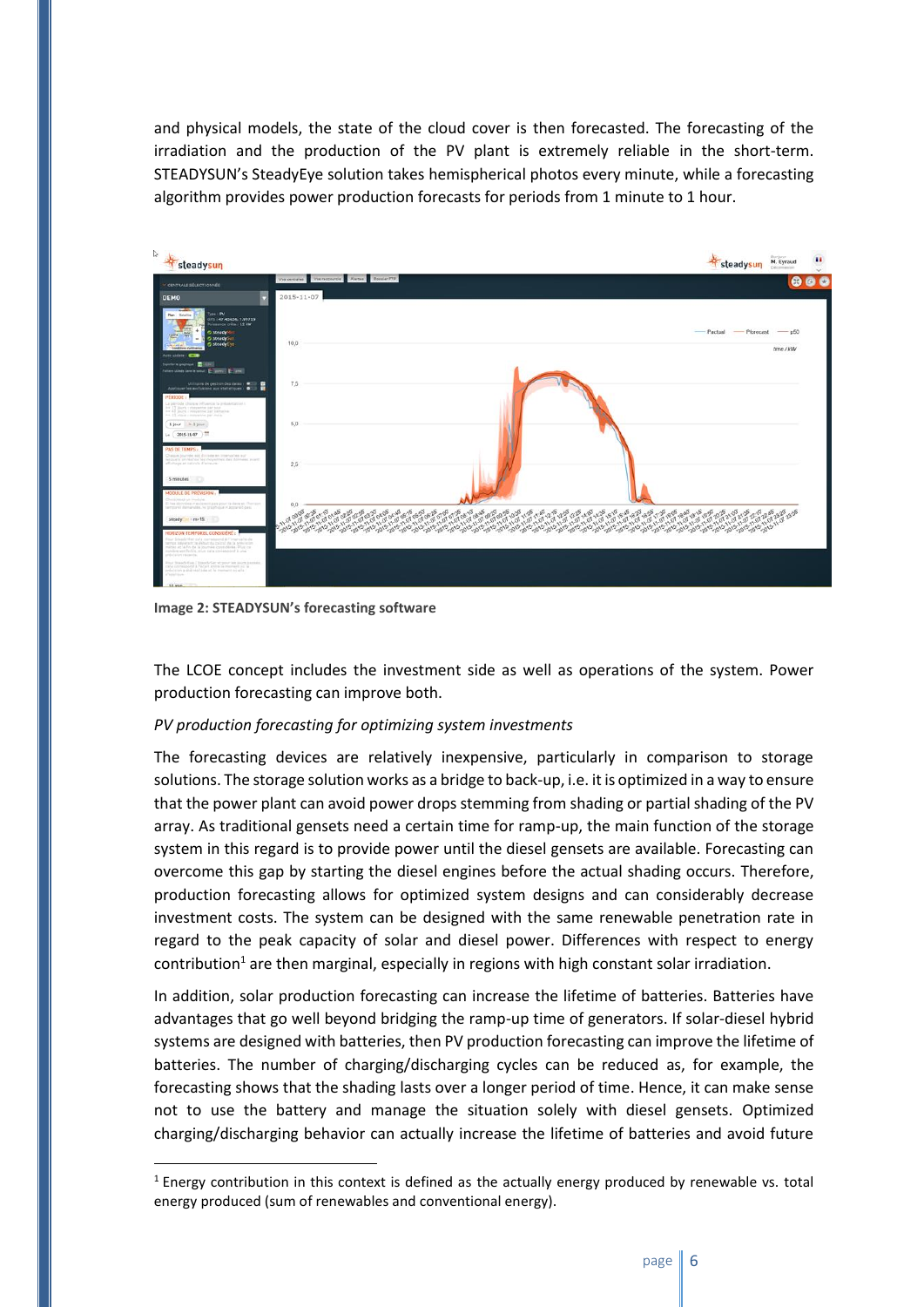and physical models, the state of the cloud cover is then forecasted. The forecasting of the irradiation and the production of the PV plant is extremely reliable in the short-term. STEADYSUN's SteadyEye solution takes hemispherical photos every minute, while a forecasting algorithm provides power production forecasts for periods from 1 minute to 1 hour.

**Image 2: STEADYSUN's forecasting software**

The LCOE concept includes the investment side as well as operations of the system. Power production forecasting can improve both.

*PV production forecasting for optimizing system investments*

The forecasting devices are relatively inexpensive, particularly in comparison to storage solutions. The storage solution works as a bridge to back-up, i.e. it is optimized in a way to ensure that the power plant can avoid power drops stemming from shading or partial shading of the PV array. As traditional gensets need a certain time for ramp-up, the main function of the storage system in this regard is to provide power until the diesel gensets are available. Forecasting can overcome this gap by starting the diesel engines before the actual shading occurs. Therefore, production forecasting allows for optimized system designs and can considerably decrease investment costs. The system can be designed with the same renewable penetration rate in regard to the peak capacity of solar and diesel power. Differences with respect to energy contribution[1] are then marginal, especially in regions with high constant solar irradiation.

In addition, solar production forecasting can increase the lifetime of batteries. Batteries have advantages that go well beyond bridging the ramp-up time of generators. If solar-diesel hybrid systems are designed with batteries, then PV production forecasting can improve the lifetime of batteries. The number of charging/discharging cycles can be reduced as, for example, the forecasting shows that the shading lasts over a longer period of time. Hence, it can make sense not to use the battery and manage the situation solely with diesel gensets. Optimized charging/discharging behavior can actually increase the lifetime of batteries and avoid future

[1] Energy contribution in this context is defined as the actually energy produced by renewable vs. total energy produced (sum of renewables and conventional energy).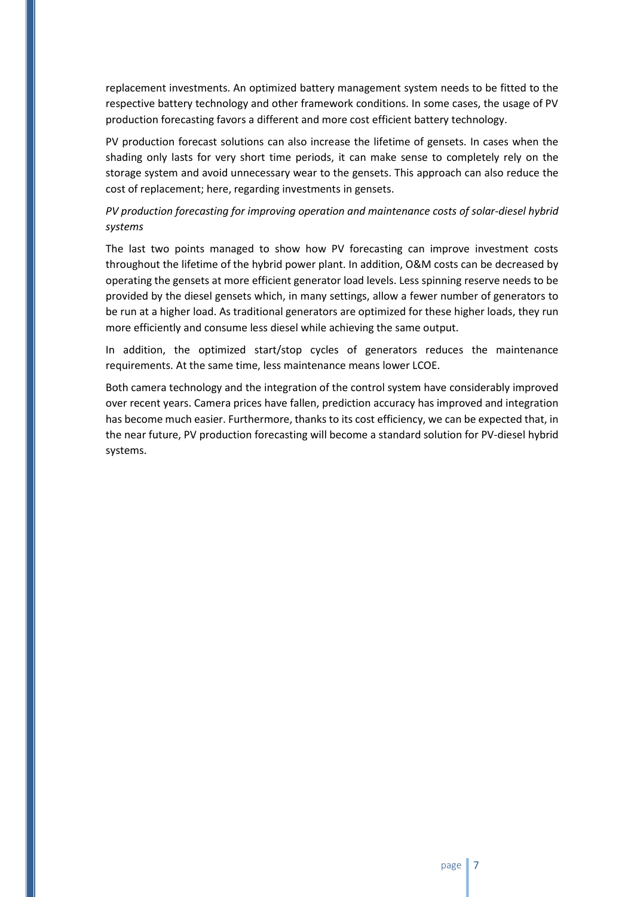replacement investments. An optimized battery management system needs to be fitted to the respective battery technology and other framework conditions. In some cases, the usage of PV production forecasting favors a different and more cost efficient battery technology.

PV production forecast solutions can also increase the lifetime of gensets. In cases when the shading only lasts for very short time periods, it can make sense to completely rely on the storage system and avoid unnecessary wear to the gensets. This approach can also reduce the cost of replacement; here, regarding investments in gensets.

*PV production forecasting for improving operation and maintenance costs of solar-diesel hybrid systems*

The last two points managed to show how PV forecasting can improve investment costs throughout the lifetime of the hybrid power plant. In addition, O&M costs can be decreased by operating the gensets at more efficient generator load levels. Less spinning reserve needs to be provided by the diesel gensets which, in many settings, allow a fewer number of generators to be run at a higher load. As traditional generators are optimized for these higher loads, they run more efficiently and consume less diesel while achieving the same output.

In addition, the optimized start/stop cycles of generators reduces the maintenance requirements. At the same time, less maintenance means lower LCOE.

Both camera technology and the integration of the control system have considerably improved over recent years. Camera prices have fallen, prediction accuracy has improved and integration has become much easier. Furthermore, thanks to its cost efficiency, we can be expected that, in the near future, PV production forecasting will become a standard solution for PV-diesel hybrid systems.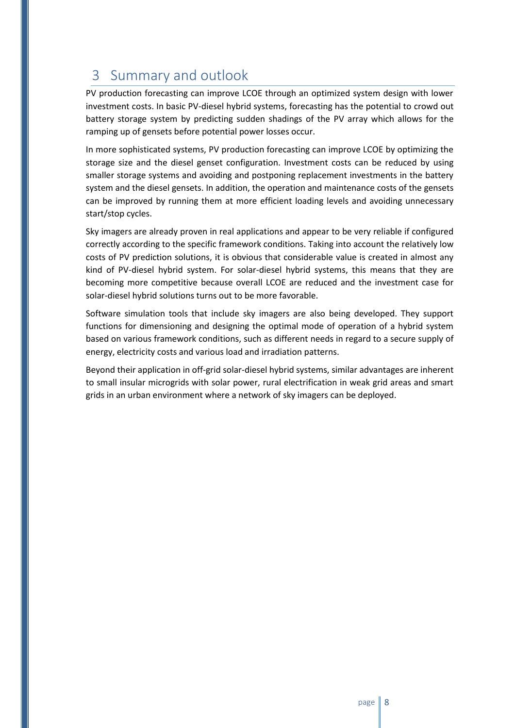# 3 Summary and outlook

PV production forecasting can improve LCOE through an optimized system design with lower investment costs. In basic PV-diesel hybrid systems, forecasting has the potential to crowd out battery storage system by predicting sudden shadings of the PV array which allows for the ramping up of gensets before potential power losses occur.

In more sophisticated systems, PV production forecasting can improve LCOE by optimizing the storage size and the diesel genset configuration. Investment costs can be reduced by using smaller storage systems and avoiding and postponing replacement investments in the battery system and the diesel gensets. In addition, the operation and maintenance costs of the gensets can be improved by running them at more efficient loading levels and avoiding unnecessary start/stop cycles.

Sky imagers are already proven in real applications and appear to be very reliable if configured correctly according to the specific framework conditions. Taking into account the relatively low costs of PV prediction solutions, it is obvious that considerable value is created in almost any kind of PV-diesel hybrid system. For solar-diesel hybrid systems, this means that they are becoming more competitive because overall LCOE are reduced and the investment case for solar-diesel hybrid solutions turns out to be more favorable.

Software simulation tools that include sky imagers are also being developed. They support functions for dimensioning and designing the optimal mode of operation of a hybrid system based on various framework conditions, such as different needs in regard to a secure supply of energy, electricity costs and various load and irradiation patterns.

Beyond their application in off-grid solar-diesel hybrid systems, similar advantages are inherent to small insular microgrids with solar power, rural electrification in weak grid areas and smart grids in an urban environment where a network of sky imagers can be deployed.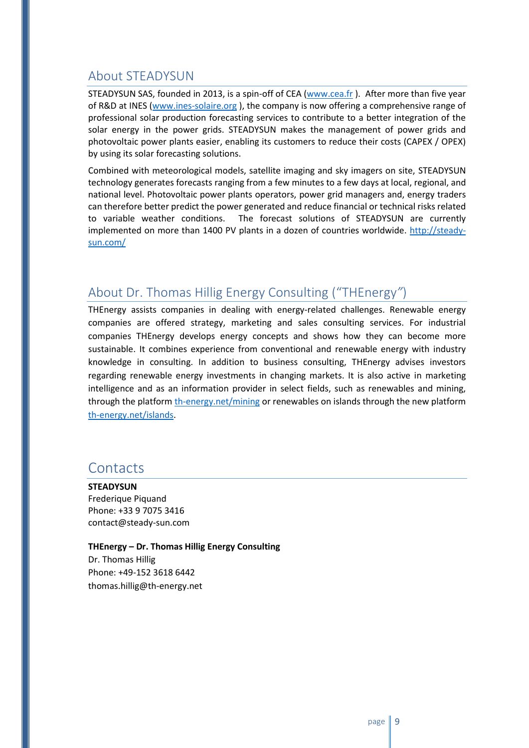## About STEADYSUN

STEADYSUN SAS, founded in 2013, is a spin-off of CEA (www.cea.fr ). After more than five year of R&D at INES (www.ines-solaire.org ), the company is now offering a comprehensive range of professional solar production forecasting services to contribute to a better integration of the solar energy in the power grids. STEADYSUN makes the management of power grids and photovoltaic power plants easier, enabling its customers to reduce their costs (CAPEX / OPEX) by using its solar forecasting solutions.

Combined with meteorological models, satellite imaging and sky imagers on site, STEADYSUN technology generates forecasts ranging from a few minutes to a few days at local, regional, and national level. Photovoltaic power plants operators, power grid managers and, energy traders can therefore better predict the power generated and reduce financial or technical risks related to variable weather conditions. The forecast solutions of STEADYSUN are currently implemented on more than 1400 PV plants in a dozen of countries worldwide. http://steady-sun.com/

## About Dr. Thomas Hillig Energy Consulting ("THEnergy")

THEnergy assists companies in dealing with energy-related challenges. Renewable energy companies are offered strategy, marketing and sales consulting services. For industrial companies THEnergy develops energy concepts and shows how they can become more sustainable. It combines experience from conventional and renewable energy with industry knowledge in consulting. In addition to business consulting, THEnergy advises investors regarding renewable energy investments in changing markets. It is also active in marketing intelligence and as an information provider in select fields, such as renewables and mining, through the platform th-energy.net/mining or renewables on islands through the new platform th-energy.net/islands.

## Contacts

**STEADYSUN**
Frederique Piquand
Phone: +33 9 7075 3416
contact@steady-sun.com

**THEnergy – Dr. Thomas Hillig Energy Consulting**
Dr. Thomas Hillig
Phone: +49-152 3618 6442
thomas.hillig@th-energy.net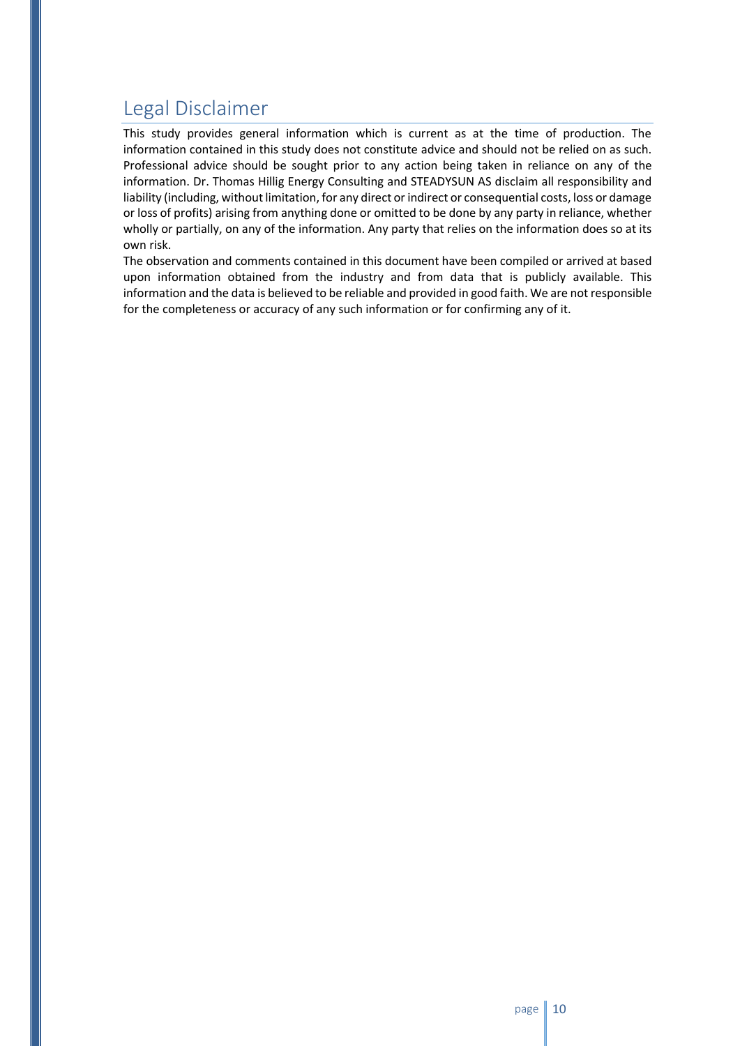## Legal Disclaimer

This study provides general information which is current as at the time of production. The information contained in this study does not constitute advice and should not be relied on as such. Professional advice should be sought prior to any action being taken in reliance on any of the information. Dr. Thomas Hillig Energy Consulting and STEADYSUN AS disclaim all responsibility and liability (including, without limitation, for any direct or indirect or consequential costs, loss or damage or loss of profits) arising from anything done or omitted to be done by any party in reliance, whether wholly or partially, on any of the information. Any party that relies on the information does so at its own risk.

The observation and comments contained in this document have been compiled or arrived at based upon information obtained from the industry and from data that is publicly available. This information and the data is believed to be reliable and provided in good faith. We are not responsible for the completeness or accuracy of any such information or for confirming any of it.